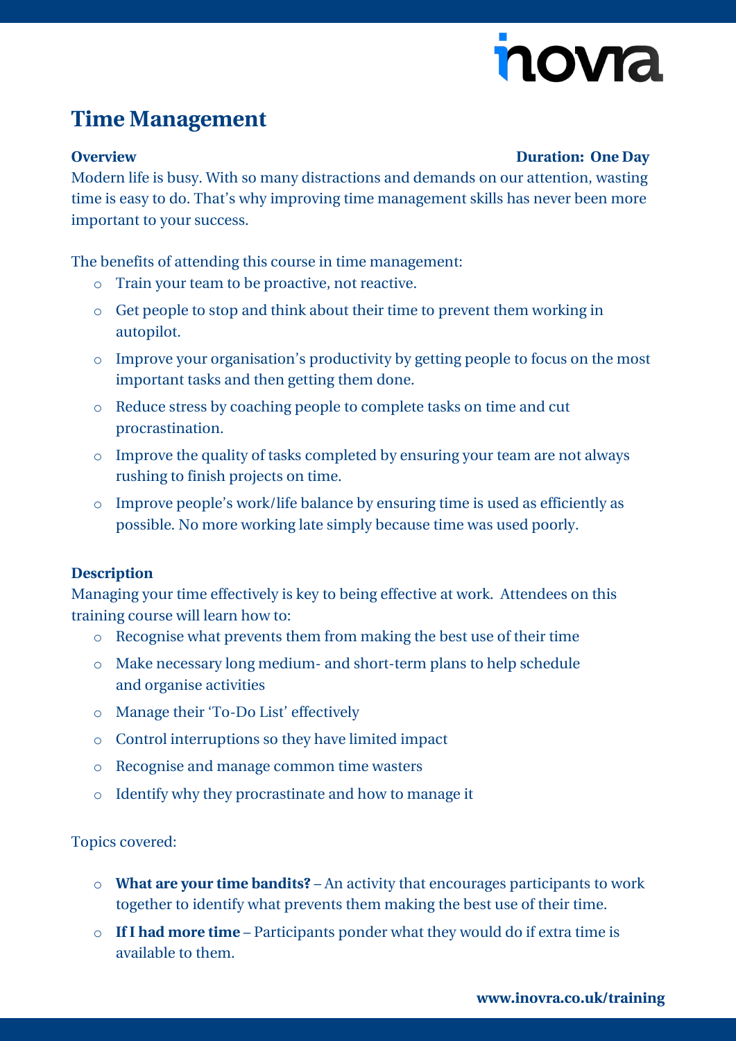# Time Management

**Overview** **Duration: One Day**

Modern life is busy. With so many distractions and demands on our attention, wasting time is easy to do. That's why improving time management skills has never been more important to your success.

The benefits of attending this course in time management:

- Train your team to be proactive, not reactive.
- Get people to stop and think about their time to prevent them working in autopilot.
- Improve your organisation's productivity by getting people to focus on the most important tasks and then getting them done.
- Reduce stress by coaching people to complete tasks on time and cut procrastination.
- Improve the quality of tasks completed by ensuring your team are not always rushing to finish projects on time.
- Improve people's work/life balance by ensuring time is used as efficiently as possible. No more working late simply because time was used poorly.

**Description**

Managing your time effectively is key to being effective at work. Attendees on this training course will learn how to:

- Recognise what prevents them from making the best use of their time
- Make necessary long medium- and short-term plans to help schedule and organise activities
- Manage their 'To-Do List' effectively
- Control interruptions so they have limited impact
- Recognise and manage common time wasters
- Identify why they procrastinate and how to manage it

Topics covered:

- **What are your time bandits?** – An activity that encourages participants to work together to identify what prevents them making the best use of their time.
- **If I had more time** – Participants ponder what they would do if extra time is available to them.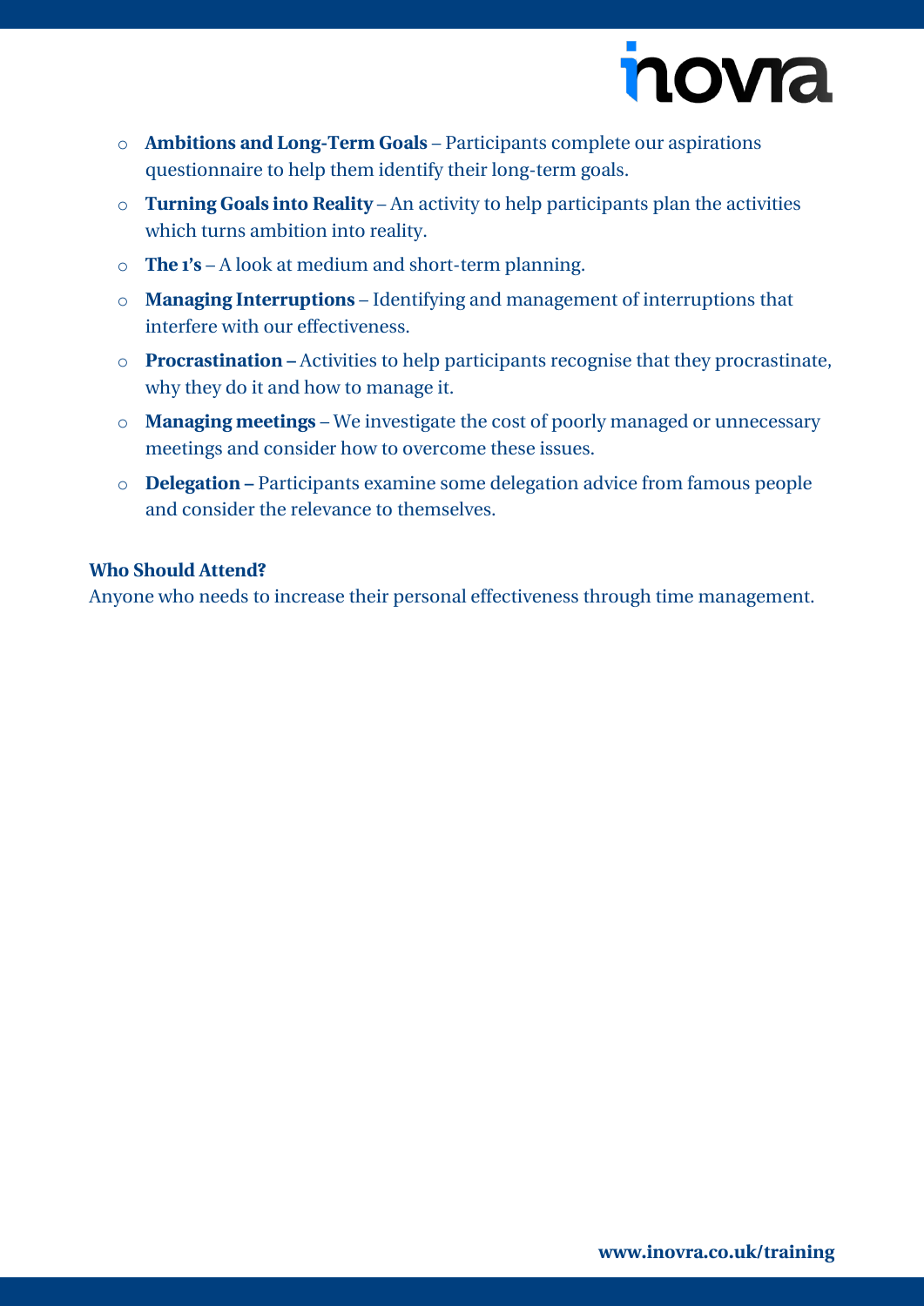- **Ambitions and Long-Term Goals** – Participants complete our aspirations questionnaire to help them identify their long-term goals.
- **Turning Goals into Reality** – An activity to help participants plan the activities which turns ambition into reality.
- **The 1's** – A look at medium and short-term planning.
- **Managing Interruptions** – Identifying and management of interruptions that interfere with our effectiveness.
- **Procrastination –** Activities to help participants recognise that they procrastinate, why they do it and how to manage it.
- **Managing meetings** – We investigate the cost of poorly managed or unnecessary meetings and consider how to overcome these issues.
- **Delegation –** Participants examine some delegation advice from famous people and consider the relevance to themselves.

**Who Should Attend?**

Anyone who needs to increase their personal effectiveness through time management.